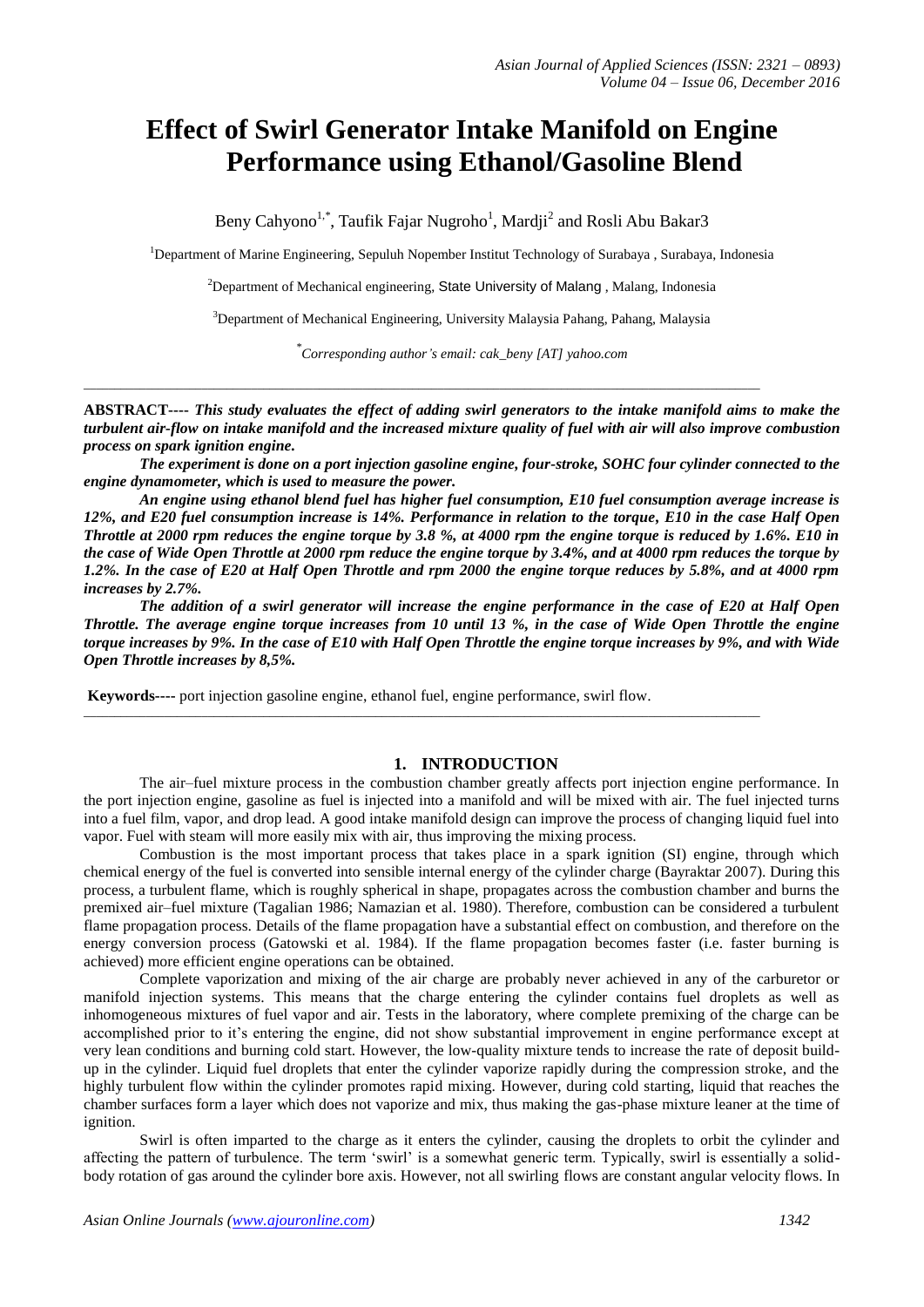# Effect of Swirl Generator Intake Manifold on Engine Performance using Ethanol/Gasoline Blend

Beny Cahyono[1,*], Taufik Fajar Nugroho[1], Mardji[2] and Rosli Abu Bakar3

[1]Department of Marine Engineering, Sepuluh Nopember Institut Technology of Surabaya , Surabaya, Indonesia

[2]Department of Mechanical engineering, State University of Malang , Malang, Indonesia

[3]Department of Mechanical Engineering, University Malaysia Pahang, Pahang, Malaysia

[*]*Corresponding author's email: cak_beny [AT] yahoo.com*

---

**ABSTRACT----** ***This study evaluates the effect of adding swirl generators to the intake manifold aims to make the turbulent air-flow on intake manifold and the increased mixture quality of fuel with air will also improve combustion process on spark ignition engine.***

***The experiment is done on a port injection gasoline engine, four-stroke, SOHC four cylinder connected to the engine dynamometer, which is used to measure the power.***

***An engine using ethanol blend fuel has higher fuel consumption, E10 fuel consumption average increase is 12%, and E20 fuel consumption increase is 14%. Performance in relation to the torque, E10 in the case Half Open Throttle at 2000 rpm reduces the engine torque by 3.8 %, at 4000 rpm the engine torque is reduced by 1.6%. E10 in the case of Wide Open Throttle at 2000 rpm reduce the engine torque by 3.4%, and at 4000 rpm reduces the torque by 1.2%. In the case of E20 at Half Open Throttle and rpm 2000 the engine torque reduces by 5.8%, and at 4000 rpm increases by 2.7%.***

***The addition of a swirl generator will increase the engine performance in the case of E20 at Half Open Throttle. The average engine torque increases from 10 until 13 %, in the case of Wide Open Throttle the engine torque increases by 9%. In the case of E10 with Half Open Throttle the engine torque increases by 9%, and with Wide Open Throttle increases by 8,5%.***

**Keywords----** port injection gasoline engine, ethanol fuel, engine performance, swirl flow.

---

## 1. INTRODUCTION

The air–fuel mixture process in the combustion chamber greatly affects port injection engine performance. In the port injection engine, gasoline as fuel is injected into a manifold and will be mixed with air. The fuel injected turns into a fuel film, vapor, and drop lead. A good intake manifold design can improve the process of changing liquid fuel into vapor. Fuel with steam will more easily mix with air, thus improving the mixing process.

Combustion is the most important process that takes place in a spark ignition (SI) engine, through which chemical energy of the fuel is converted into sensible internal energy of the cylinder charge (Bayraktar 2007). During this process, a turbulent flame, which is roughly spherical in shape, propagates across the combustion chamber and burns the premixed air–fuel mixture (Tagalian 1986; Namazian et al. 1980). Therefore, combustion can be considered a turbulent flame propagation process. Details of the flame propagation have a substantial effect on combustion, and therefore on the energy conversion process (Gatowski et al. 1984). If the flame propagation becomes faster (i.e. faster burning is achieved) more efficient engine operations can be obtained.

Complete vaporization and mixing of the air charge are probably never achieved in any of the carburetor or manifold injection systems. This means that the charge entering the cylinder contains fuel droplets as well as inhomogeneous mixtures of fuel vapor and air. Tests in the laboratory, where complete premixing of the charge can be accomplished prior to it's entering the engine, did not show substantial improvement in engine performance except at very lean conditions and burning cold start. However, the low-quality mixture tends to increase the rate of deposit build-up in the cylinder. Liquid fuel droplets that enter the cylinder vaporize rapidly during the compression stroke, and the highly turbulent flow within the cylinder promotes rapid mixing. However, during cold starting, liquid that reaches the chamber surfaces form a layer which does not vaporize and mix, thus making the gas-phase mixture leaner at the time of ignition.

Swirl is often imparted to the charge as it enters the cylinder, causing the droplets to orbit the cylinder and affecting the pattern of turbulence. The term 'swirl' is a somewhat generic term. Typically, swirl is essentially a solid-body rotation of gas around the cylinder bore axis. However, not all swirling flows are constant angular velocity flows. In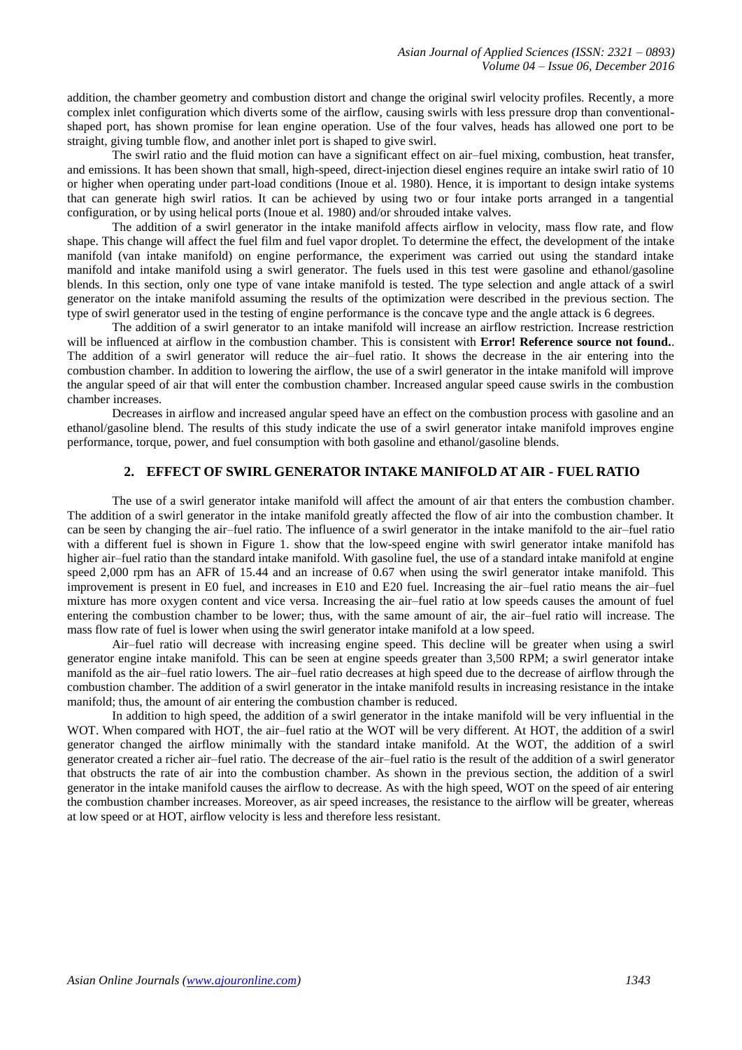addition, the chamber geometry and combustion distort and change the original swirl velocity profiles. Recently, a more complex inlet configuration which diverts some of the airflow, causing swirls with less pressure drop than conventional-shaped port, has shown promise for lean engine operation. Use of the four valves, heads has allowed one port to be straight, giving tumble flow, and another inlet port is shaped to give swirl.

The swirl ratio and the fluid motion can have a significant effect on air–fuel mixing, combustion, heat transfer, and emissions. It has been shown that small, high-speed, direct-injection diesel engines require an intake swirl ratio of 10 or higher when operating under part-load conditions (Inoue et al. 1980). Hence, it is important to design intake systems that can generate high swirl ratios. It can be achieved by using two or four intake ports arranged in a tangential configuration, or by using helical ports (Inoue et al. 1980) and/or shrouded intake valves.

The addition of a swirl generator in the intake manifold affects airflow in velocity, mass flow rate, and flow shape. This change will affect the fuel film and fuel vapor droplet. To determine the effect, the development of the intake manifold (van intake manifold) on engine performance, the experiment was carried out using the standard intake manifold and intake manifold using a swirl generator. The fuels used in this test were gasoline and ethanol/gasoline blends. In this section, only one type of vane intake manifold is tested. The type selection and angle attack of a swirl generator on the intake manifold assuming the results of the optimization were described in the previous section. The type of swirl generator used in the testing of engine performance is the concave type and the angle attack is 6 degrees.

The addition of a swirl generator to an intake manifold will increase an airflow restriction. Increase restriction will be influenced at airflow in the combustion chamber. This is consistent with **Error! Reference source not found.**. The addition of a swirl generator will reduce the air–fuel ratio. It shows the decrease in the air entering into the combustion chamber. In addition to lowering the airflow, the use of a swirl generator in the intake manifold will improve the angular speed of air that will enter the combustion chamber. Increased angular speed cause swirls in the combustion chamber increases.

Decreases in airflow and increased angular speed have an effect on the combustion process with gasoline and an ethanol/gasoline blend. The results of this study indicate the use of a swirl generator intake manifold improves engine performance, torque, power, and fuel consumption with both gasoline and ethanol/gasoline blends.

## 2. EFFECT OF SWIRL GENERATOR INTAKE MANIFOLD AT AIR - FUEL RATIO

The use of a swirl generator intake manifold will affect the amount of air that enters the combustion chamber. The addition of a swirl generator in the intake manifold greatly affected the flow of air into the combustion chamber. It can be seen by changing the air–fuel ratio. The influence of a swirl generator in the intake manifold to the air–fuel ratio with a different fuel is shown in Figure 1. show that the low-speed engine with swirl generator intake manifold has higher air–fuel ratio than the standard intake manifold. With gasoline fuel, the use of a standard intake manifold at engine speed 2,000 rpm has an AFR of 15.44 and an increase of 0.67 when using the swirl generator intake manifold. This improvement is present in E0 fuel, and increases in E10 and E20 fuel. Increasing the air–fuel ratio means the air–fuel mixture has more oxygen content and vice versa. Increasing the air–fuel ratio at low speeds causes the amount of fuel entering the combustion chamber to be lower; thus, with the same amount of air, the air–fuel ratio will increase. The mass flow rate of fuel is lower when using the swirl generator intake manifold at a low speed.

Air–fuel ratio will decrease with increasing engine speed. This decline will be greater when using a swirl generator engine intake manifold. This can be seen at engine speeds greater than 3,500 RPM; a swirl generator intake manifold as the air–fuel ratio lowers. The air–fuel ratio decreases at high speed due to the decrease of airflow through the combustion chamber. The addition of a swirl generator in the intake manifold results in increasing resistance in the intake manifold; thus, the amount of air entering the combustion chamber is reduced.

In addition to high speed, the addition of a swirl generator in the intake manifold will be very influential in the WOT. When compared with HOT, the air–fuel ratio at the WOT will be very different. At HOT, the addition of a swirl generator changed the airflow minimally with the standard intake manifold. At the WOT, the addition of a swirl generator created a richer air–fuel ratio. The decrease of the air–fuel ratio is the result of the addition of a swirl generator that obstructs the rate of air into the combustion chamber. As shown in the previous section, the addition of a swirl generator in the intake manifold causes the airflow to decrease. As with the high speed, WOT on the speed of air entering the combustion chamber increases. Moreover, as air speed increases, the resistance to the airflow will be greater, whereas at low speed or at HOT, airflow velocity is less and therefore less resistant.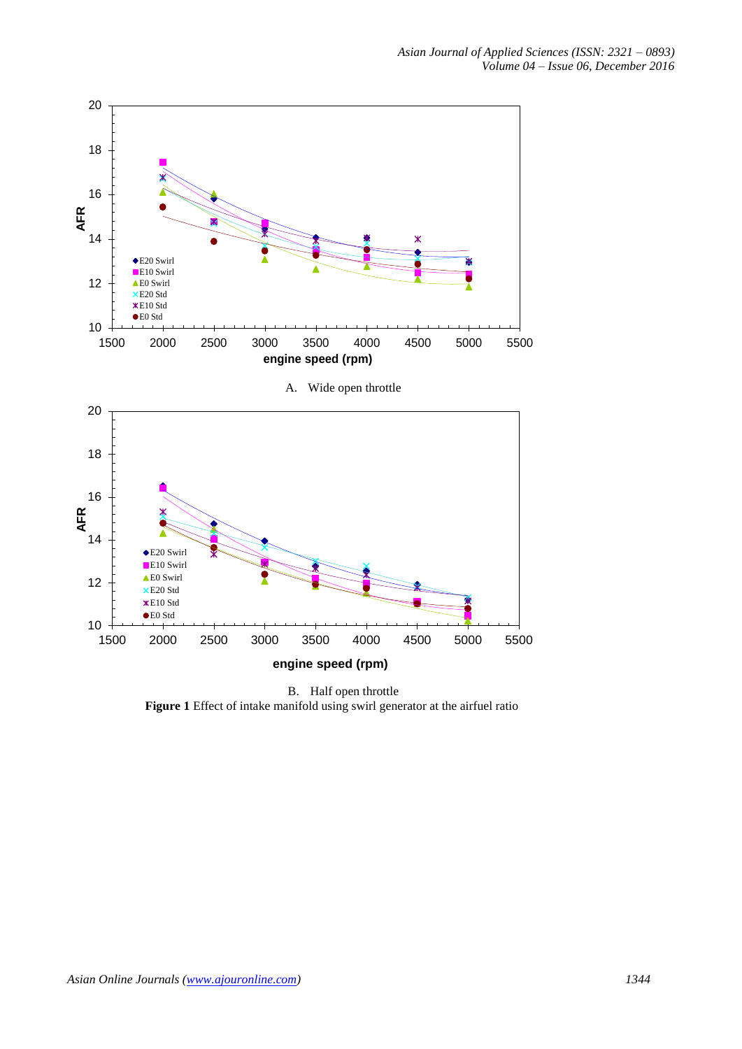A. Wide open throttle

B. Half open throttle

**Figure 1** Effect of intake manifold using swirl generator at the airfuel ratio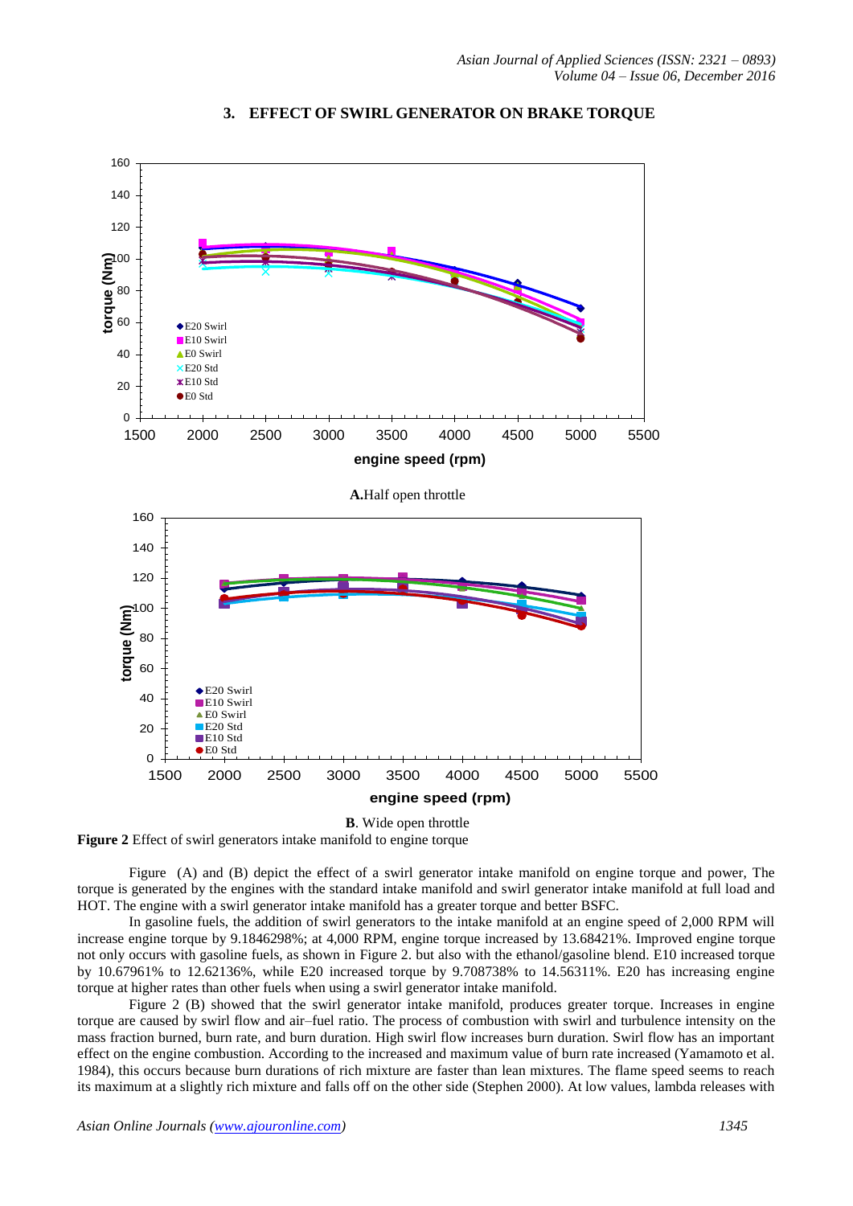### 3. EFFECT OF SWIRL GENERATOR ON BRAKE TORQUE

A. Half open throttle

B. Wide open throttle

**Figure 2** Effect of swirl generators intake manifold to engine torque

Figure (A) and (B) depict the effect of a swirl generator intake manifold on engine torque and power, The torque is generated by the engines with the standard intake manifold and swirl generator intake manifold at full load and HOT. The engine with a swirl generator intake manifold has a greater torque and better BSFC.

In gasoline fuels, the addition of swirl generators to the intake manifold at an engine speed of 2,000 RPM will increase engine torque by 9.1846298%; at 4,000 RPM, engine torque increased by 13.68421%. Improved engine torque not only occurs with gasoline fuels, as shown in Figure 2. but also with the ethanol/gasoline blend. E10 increased torque by 10.67961% to 12.62136%, while E20 increased torque by 9.708738% to 14.56311%. E20 has increasing engine torque at higher rates than other fuels when using a swirl generator intake manifold.

Figure 2 (B) showed that the swirl generator intake manifold, produces greater torque. Increases in engine torque are caused by swirl flow and air–fuel ratio. The process of combustion with swirl and turbulence intensity on the mass fraction burned, burn rate, and burn duration. High swirl flow increases burn duration. Swirl flow has an important effect on the engine combustion. According to the increased and maximum value of burn rate increased (Yamamoto et al. 1984), this occurs because burn durations of rich mixture are faster than lean mixtures. The flame speed seems to reach its maximum at a slightly rich mixture and falls off on the other side (Stephen 2000). At low values, lambda releases with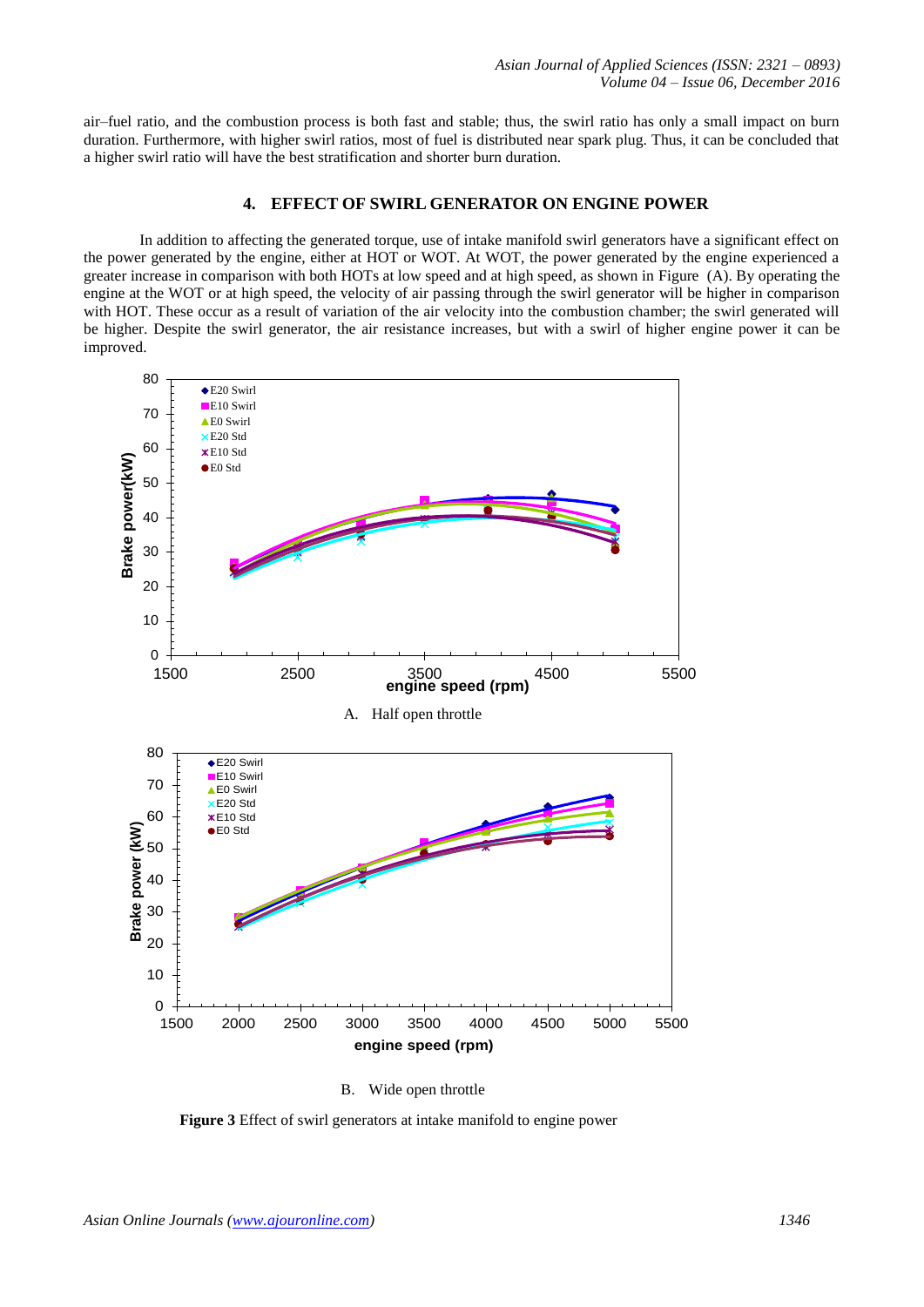air–fuel ratio, and the combustion process is both fast and stable; thus, the swirl ratio has only a small impact on burn duration. Furthermore, with higher swirl ratios, most of fuel is distributed near spark plug. Thus, it can be concluded that a higher swirl ratio will have the best stratification and shorter burn duration.

## 4. EFFECT OF SWIRL GENERATOR ON ENGINE POWER

In addition to affecting the generated torque, use of intake manifold swirl generators have a significant effect on the power generated by the engine, either at HOT or WOT. At WOT, the power generated by the engine experienced a greater increase in comparison with both HOTs at low speed and at high speed, as shown in Figure (A). By operating the engine at the WOT or at high speed, the velocity of air passing through the swirl generator will be higher in comparison with HOT. These occur as a result of variation of the air velocity into the combustion chamber; the swirl generated will be higher. Despite the swirl generator, the air resistance increases, but with a swirl of higher engine power it can be improved.

A. Half open throttle

B. Wide open throttle

**Figure 3** Effect of swirl generators at intake manifold to engine power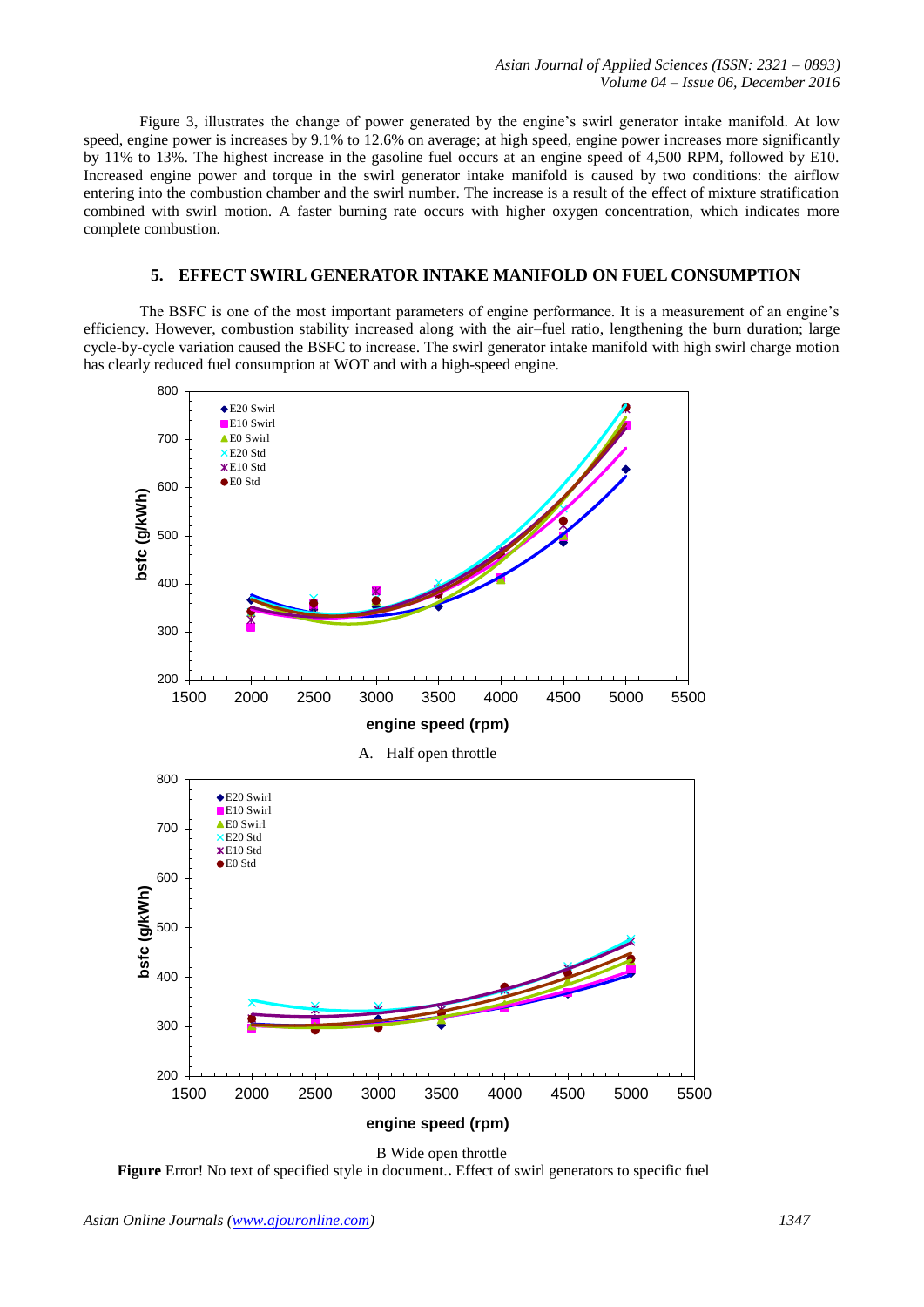Figure 3, illustrates the change of power generated by the engine's swirl generator intake manifold. At low speed, engine power is increases by 9.1% to 12.6% on average; at high speed, engine power increases more significantly by 11% to 13%. The highest increase in the gasoline fuel occurs at an engine speed of 4,500 RPM, followed by E10. Increased engine power and torque in the swirl generator intake manifold is caused by two conditions: the airflow entering into the combustion chamber and the swirl number. The increase is a result of the effect of mixture stratification combined with swirl motion. A faster burning rate occurs with higher oxygen concentration, which indicates more complete combustion.

## 5. EFFECT SWIRL GENERATOR INTAKE MANIFOLD ON FUEL CONSUMPTION

The BSFC is one of the most important parameters of engine performance. It is a measurement of an engine's efficiency. However, combustion stability increased along with the air–fuel ratio, lengthening the burn duration; large cycle-by-cycle variation caused the BSFC to increase. The swirl generator intake manifold with high swirl charge motion has clearly reduced fuel consumption at WOT and with a high-speed engine.

A. Half open throttle

B Wide open throttle

**Figure** Error! No text of specified style in document.**.** Effect of swirl generators to specific fuel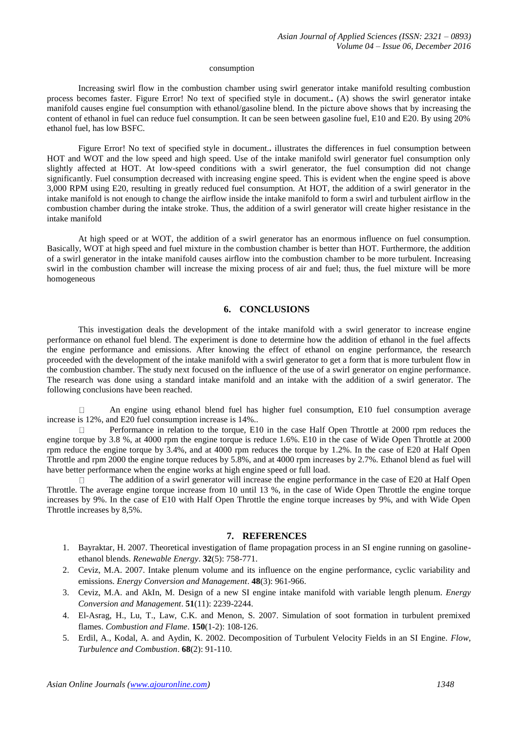consumption

Increasing swirl flow in the combustion chamber using swirl generator intake manifold resulting combustion process becomes faster. Figure Error! No text of specified style in document**.** (A) shows the swirl generator intake manifold causes engine fuel consumption with ethanol/gasoline blend. In the picture above shows that by increasing the content of ethanol in fuel can reduce fuel consumption. It can be seen between gasoline fuel, E10 and E20. By using 20% ethanol fuel, has low BSFC.

Figure Error! No text of specified style in document**.** illustrates the differences in fuel consumption between HOT and WOT and the low speed and high speed. Use of the intake manifold swirl generator fuel consumption only slightly affected at HOT. At low-speed conditions with a swirl generator, the fuel consumption did not change significantly. Fuel consumption decreased with increasing engine speed. This is evident when the engine speed is above 3,000 RPM using E20, resulting in greatly reduced fuel consumption. At HOT, the addition of a swirl generator in the intake manifold is not enough to change the airflow inside the intake manifold to form a swirl and turbulent airflow in the combustion chamber during the intake stroke. Thus, the addition of a swirl generator will create higher resistance in the intake manifold

At high speed or at WOT, the addition of a swirl generator has an enormous influence on fuel consumption. Basically, WOT at high speed and fuel mixture in the combustion chamber is better than HOT. Furthermore, the addition of a swirl generator in the intake manifold causes airflow into the combustion chamber to be more turbulent. Increasing swirl in the combustion chamber will increase the mixing process of air and fuel; thus, the fuel mixture will be more homogeneous

## 6. CONCLUSIONS

This investigation deals the development of the intake manifold with a swirl generator to increase engine performance on ethanol fuel blend. The experiment is done to determine how the addition of ethanol in the fuel affects the engine performance and emissions. After knowing the effect of ethanol on engine performance, the research proceeded with the development of the intake manifold with a swirl generator to get a form that is more turbulent flow in the combustion chamber. The study next focused on the influence of the use of a swirl generator on engine performance. The research was done using a standard intake manifold and an intake with the addition of a swirl generator. The following conclusions have been reached.

- An engine using ethanol blend fuel has higher fuel consumption, E10 fuel consumption average increase is 12%, and E20 fuel consumption increase is 14%..
- Performance in relation to the torque, E10 in the case Half Open Throttle at 2000 rpm reduces the engine torque by 3.8 %, at 4000 rpm the engine torque is reduce 1.6%. E10 in the case of Wide Open Throttle at 2000 rpm reduce the engine torque by 3.4%, and at 4000 rpm reduces the torque by 1.2%. In the case of E20 at Half Open Throttle and rpm 2000 the engine torque reduces by 5.8%, and at 4000 rpm increases by 2.7%. Ethanol blend as fuel will have better performance when the engine works at high engine speed or full load.
- The addition of a swirl generator will increase the engine performance in the case of E20 at Half Open Throttle. The average engine torque increase from 10 until 13 %, in the case of Wide Open Throttle the engine torque increases by 9%. In the case of E10 with Half Open Throttle the engine torque increases by 9%, and with Wide Open Throttle increases by 8,5%.

## 7. REFERENCES

1. Bayraktar, H. 2007. Theoretical investigation of flame propagation process in an SI engine running on gasoline-ethanol blends. *Renewable Energy*. **32**(5): 758-771.
2. Ceviz, M.A. 2007. Intake plenum volume and its influence on the engine performance, cyclic variability and emissions. *Energy Conversion and Management*. **48**(3): 961-966.
3. Ceviz, M.A. and AkIn, M. Design of a new SI engine intake manifold with variable length plenum. *Energy Conversion and Management*. **51**(11): 2239-2244.
4. El-Asrag, H., Lu, T., Law, C.K. and Menon, S. 2007. Simulation of soot formation in turbulent premixed flames. *Combustion and Flame*. **150**(1-2): 108-126.
5. Erdil, A., Kodal, A. and Aydin, K. 2002. Decomposition of Turbulent Velocity Fields in an SI Engine. *Flow, Turbulence and Combustion*. **68**(2): 91-110.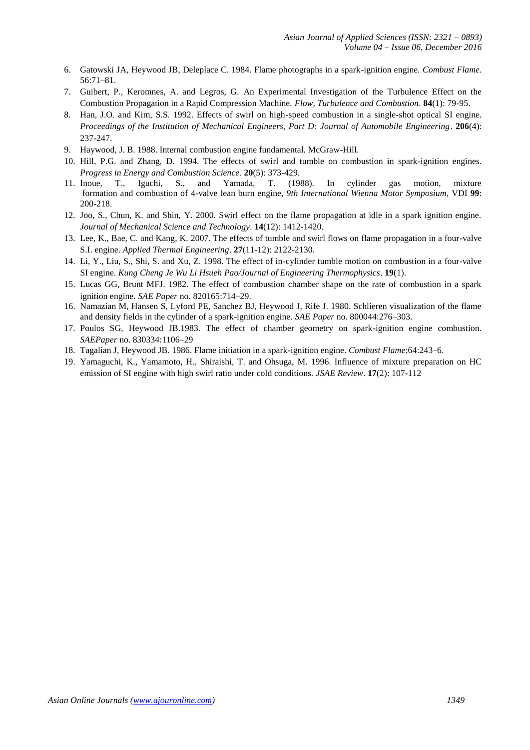6. Gatowski JA, Heywood JB, Deleplace C. 1984. Flame photographs in a spark-ignition engine. *Combust Flame*. 56:71–81.
7. Guibert, P., Keromnes, A. and Legros, G. An Experimental Investigation of the Turbulence Effect on the Combustion Propagation in a Rapid Compression Machine. *Flow, Turbulence and Combustion*. **84**(1): 79-95.
8. Han, J.O. and Kim, S.S. 1992. Effects of swirl on high-speed combustion in a single-shot optical SI engine. *Proceedings of the Institution of Mechanical Engineers, Part D: Journal of Automobile Engineering*. **206**(4): 237-247.
9. Haywood, J. B. 1988. Internal combustion engine fundamental. McGraw-Hill.
10. Hill, P.G. and Zhang, D. 1994. The effects of swirl and tumble on combustion in spark-ignition engines. *Progress in Energy and Combustion Science*. **20**(5): 373-429.
11. Inoue, T., Iguchi, S., and Yamada, T. (1988). In cylinder gas motion, mixture formation and combustion of 4-valve lean burn engine, *9th International Wienna Motor Symposium*, VDI **99**: 200-218.
12. Joo, S., Chun, K. and Shin, Y. 2000. Swirl effect on the flame propagation at idle in a spark ignition engine. *Journal of Mechanical Science and Technology*. **14**(12): 1412-1420.
13. Lee, K., Bae, C. and Kang, K. 2007. The effects of tumble and swirl flows on flame propagation in a four-valve S.I. engine. *Applied Thermal Engineering*. **27**(11-12): 2122-2130.
14. Li, Y., Liu, S., Shi, S. and Xu, Z. 1998. The effect of in-cylinder tumble motion on combustion in a four-valve SI engine. *Kung Cheng Je Wu Li Hsueh Pao/Journal of Engineering Thermophysics*. **19**(1).
15. Lucas GG, Brunt MFJ. 1982. The effect of combustion chamber shape on the rate of combustion in a spark ignition engine. *SAE Paper* no. 820165:714–29.
16. Namazian M, Hansen S, Lyford PE, Sanchez BJ, Heywood J, Rife J. 1980. Schlieren visualization of the flame and density fields in the cylinder of a spark-ignition engine. *SAE Paper* no. 800044:276–303.
17. Poulos SG, Heywood JB.1983. The effect of chamber geometry on spark-ignition engine combustion. *SAEPaper* no. 830334:1106–29
18. Tagalian J, Heywood JB. 1986. Flame initiation in a spark-ignition engine. *Combust Flame*;64:243–6.
19. Yamaguchi, K., Yamamoto, H., Shiraishi, T. and Ohsuga, M. 1996. Influence of mixture preparation on HC emission of SI engine with high swirl ratio under cold conditions. *JSAE Review*. **17**(2): 107-112